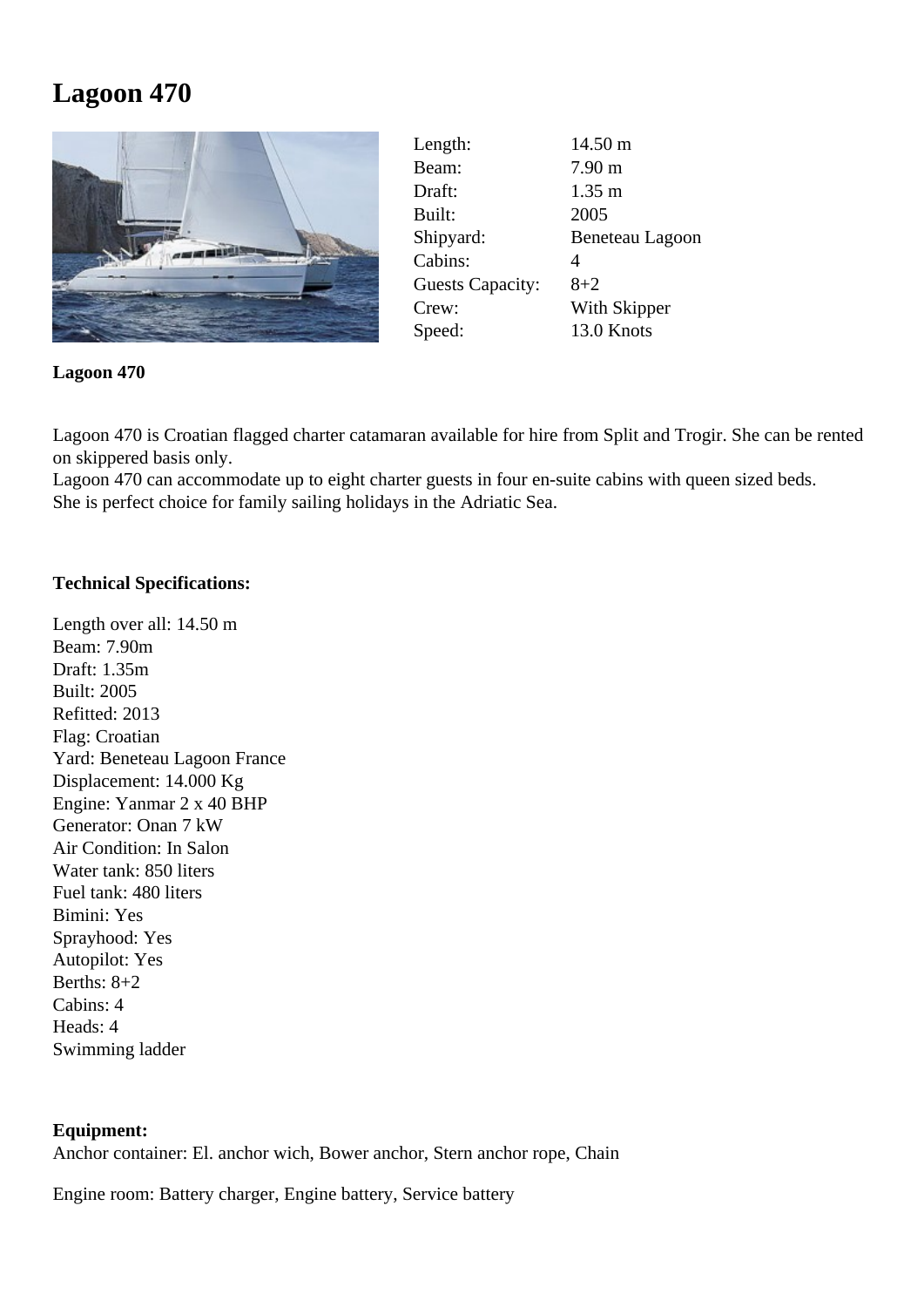# Lagoon 470

| Length: | 14.50 m |
| --- | --- |
| Beam: | 7.90 m |
| Draft: | 1.35 m |
| Built: | 2005 |
| Shipyard: | Beneteau Lagoon |
| Cabins: | 4 |
| Guests Capacity: | 8+2 |
| Crew: | With Skipper |
| Speed: | 13.0 Knots |

**Lagoon 470**

Lagoon 470 is Croatian flagged charter catamaran available for hire from Split and Trogir. She can be rented on skippered basis only.
Lagoon 470 can accommodate up to eight charter guests in four en-suite cabins with queen sized beds.
She is perfect choice for family sailing holidays in the Adriatic Sea.

**Technical Specifications:**

Length over all: 14.50 m
Beam: 7.90m
Draft: 1.35m
Built: 2005
Refitted: 2013
Flag: Croatian
Yard: Beneteau Lagoon France
Displacement: 14.000 Kg
Engine: Yanmar 2 x 40 BHP
Generator: Onan 7 kW
Air Condition: In Salon
Water tank: 850 liters
Fuel tank: 480 liters
Bimini: Yes
Sprayhood: Yes
Autopilot: Yes
Berths: 8+2
Cabins: 4
Heads: 4
Swimming ladder

**Equipment:**
Anchor container: El. anchor wich, Bower anchor, Stern anchor rope, Chain

Engine room: Battery charger, Engine battery, Service battery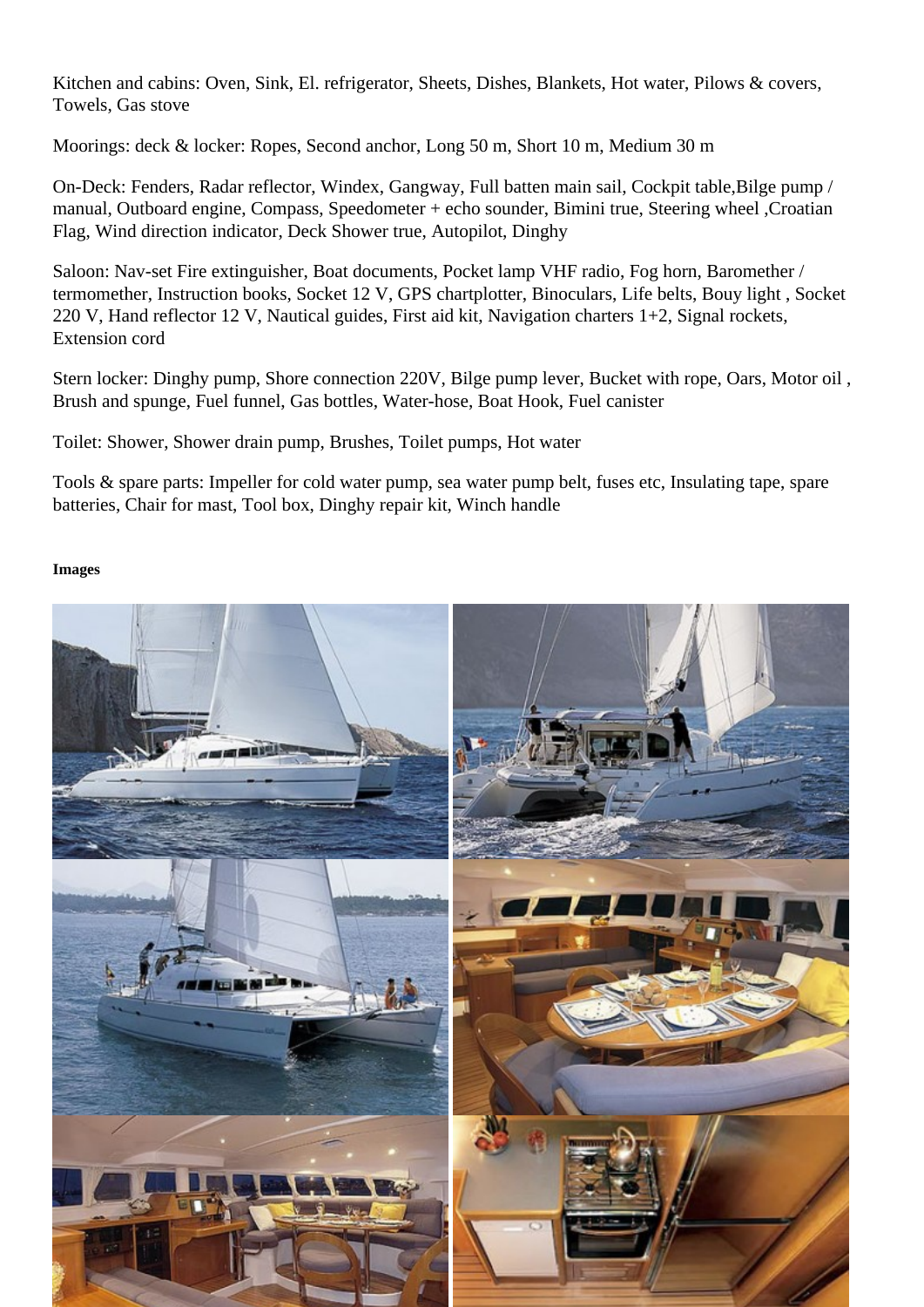Kitchen and cabins: Oven, Sink, El. refrigerator, Sheets, Dishes, Blankets, Hot water, Pilows & covers, Towels, Gas stove

Moorings: deck & locker: Ropes, Second anchor, Long 50 m, Short 10 m, Medium 30 m

On-Deck: Fenders, Radar reflector, Windex, Gangway, Full batten main sail, Cockpit table,Bilge pump / manual, Outboard engine, Compass, Speedometer + echo sounder, Bimini true, Steering wheel ,Croatian Flag, Wind direction indicator, Deck Shower true, Autopilot, Dinghy

Saloon: Nav-set Fire extinguisher, Boat documents, Pocket lamp VHF radio, Fog horn, Baromether / termomether, Instruction books, Socket 12 V, GPS chartplotter, Binoculars, Life belts, Bouy light , Socket 220 V, Hand reflector 12 V, Nautical guides, First aid kit, Navigation charters 1+2, Signal rockets, Extension cord

Stern locker: Dinghy pump, Shore connection 220V, Bilge pump lever, Bucket with rope, Oars, Motor oil , Brush and spunge, Fuel funnel, Gas bottles, Water-hose, Boat Hook, Fuel canister

Toilet: Shower, Shower drain pump, Brushes, Toilet pumps, Hot water

Tools & spare parts: Impeller for cold water pump, sea water pump belt, fuses etc, Insulating tape, spare batteries, Chair for mast, Tool box, Dinghy repair kit, Winch handle

**Images**